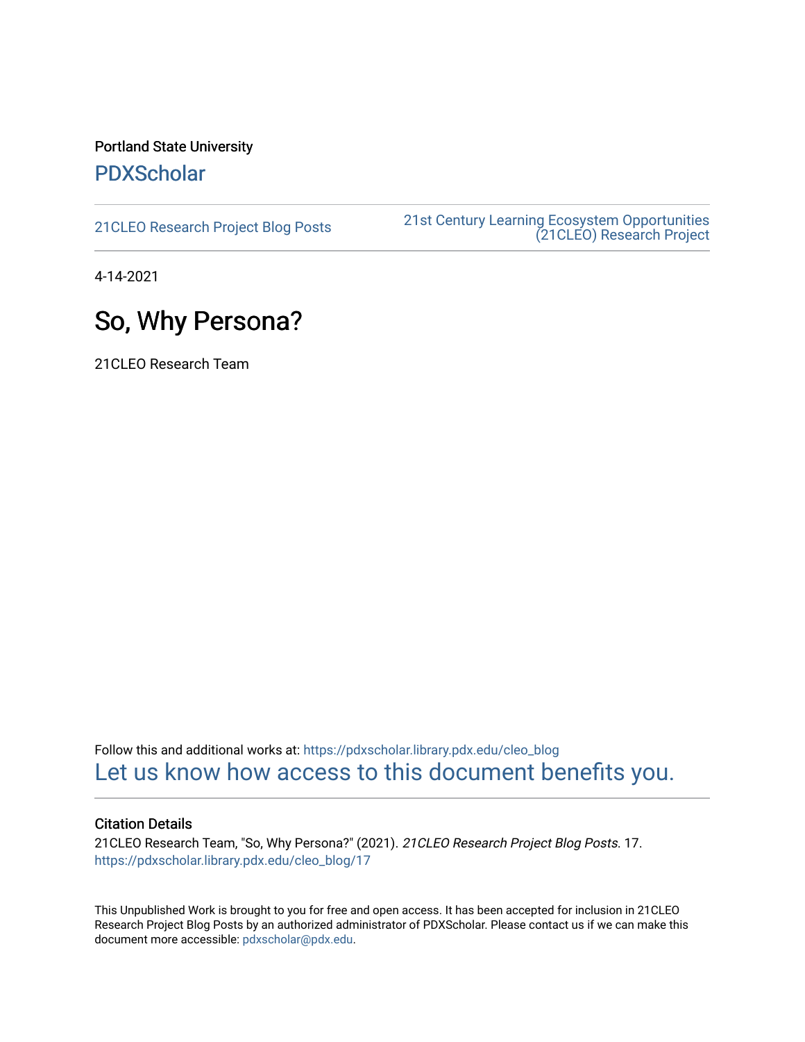Portland State University

PDXScholar

21CLEO Research Project Blog Posts

21st Century Learning Ecosystem Opportunities (21CLEO) Research Project

4-14-2021

# So, Why Persona?

21CLEO Research Team

Follow this and additional works at: https://pdxscholar.library.pdx.edu/cleo_blog

Let us know how access to this document benefits you.

### Citation Details

21CLEO Research Team, "So, Why Persona?" (2021). *21CLEO Research Project Blog Posts*. 17.
https://pdxscholar.library.pdx.edu/cleo_blog/17

This Unpublished Work is brought to you for free and open access. It has been accepted for inclusion in 21CLEO Research Project Blog Posts by an authorized administrator of PDXScholar. Please contact us if we can make this document more accessible: pdxscholar@pdx.edu.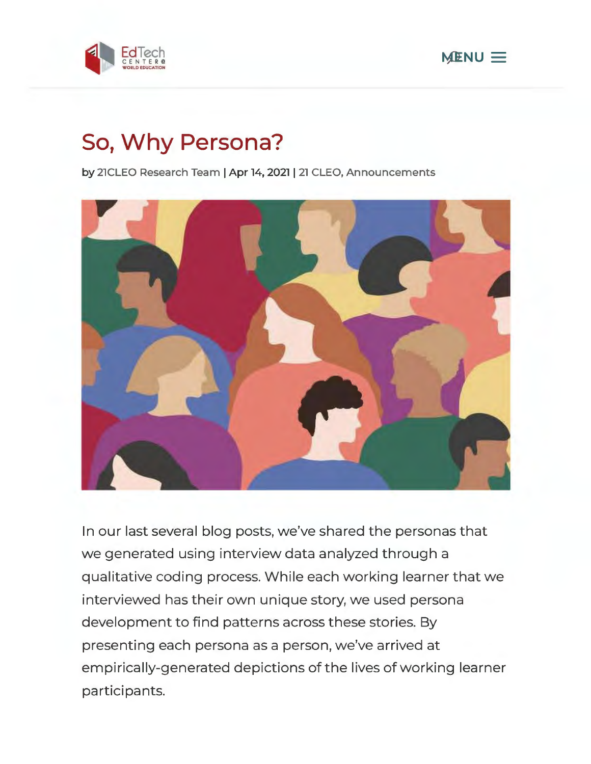# So, Why Persona?

by 21CLEO Research Team | Apr 14, 2021 | 21 CLEO, Announcements

In our last several blog posts, we've shared the personas that we generated using interview data analyzed through a qualitative coding process. While each working learner that we interviewed has their own unique story, we used persona development to find patterns across these stories. By presenting each persona as a person, we've arrived at empirically-generated depictions of the lives of working learner participants.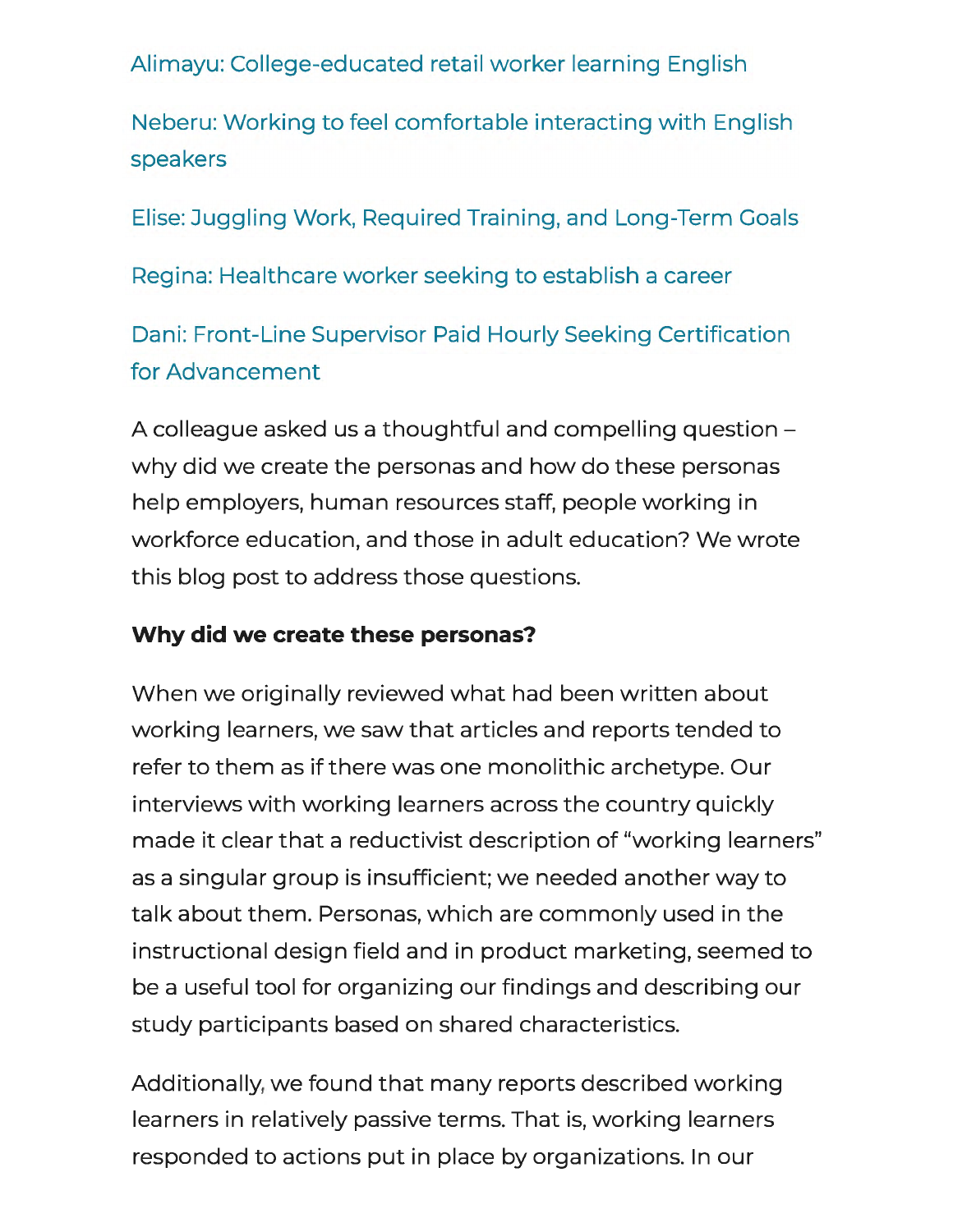Alimayu: College-educated retail worker learning English

Neberu: Working to feel comfortable interacting with English speakers

Elise: Juggling Work, Required Training, and Long-Term Goals

Regina: Healthcare worker seeking to establish a career

Dani: Front-Line Supervisor Paid Hourly Seeking Certification for Advancement

A colleague asked us a thoughtful and compelling question – why did we create the personas and how do these personas help employers, human resources staff, people working in workforce education, and those in adult education? We wrote this blog post to address those questions.

**Why did we create these personas?**

When we originally reviewed what had been written about working learners, we saw that articles and reports tended to refer to them as if there was one monolithic archetype. Our interviews with working learners across the country quickly made it clear that a reductivist description of "working learners" as a singular group is insufficient; we needed another way to talk about them. Personas, which are commonly used in the instructional design field and in product marketing, seemed to be a useful tool for organizing our findings and describing our study participants based on shared characteristics.

Additionally, we found that many reports described working learners in relatively passive terms. That is, working learners responded to actions put in place by organizations. In our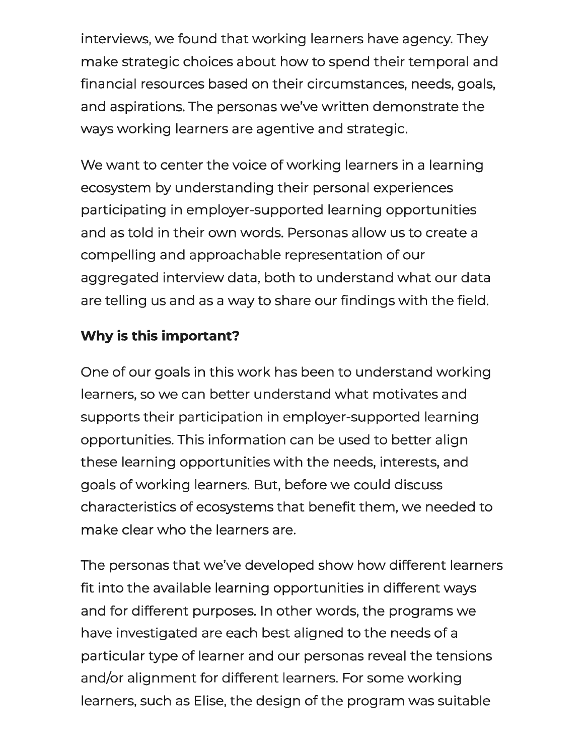interviews, we found that working learners have agency. They make strategic choices about how to spend their temporal and financial resources based on their circumstances, needs, goals, and aspirations. The personas we've written demonstrate the ways working learners are agentive and strategic.

We want to center the voice of working learners in a learning ecosystem by understanding their personal experiences participating in employer-supported learning opportunities and as told in their own words. Personas allow us to create a compelling and approachable representation of our aggregated interview data, both to understand what our data are telling us and as a way to share our findings with the field.

**Why is this important?**

One of our goals in this work has been to understand working learners, so we can better understand what motivates and supports their participation in employer-supported learning opportunities. This information can be used to better align these learning opportunities with the needs, interests, and goals of working learners. But, before we could discuss characteristics of ecosystems that benefit them, we needed to make clear who the learners are.

The personas that we've developed show how different learners fit into the available learning opportunities in different ways and for different purposes. In other words, the programs we have investigated are each best aligned to the needs of a particular type of learner and our personas reveal the tensions and/or alignment for different learners. For some working learners, such as Elise, the design of the program was suitable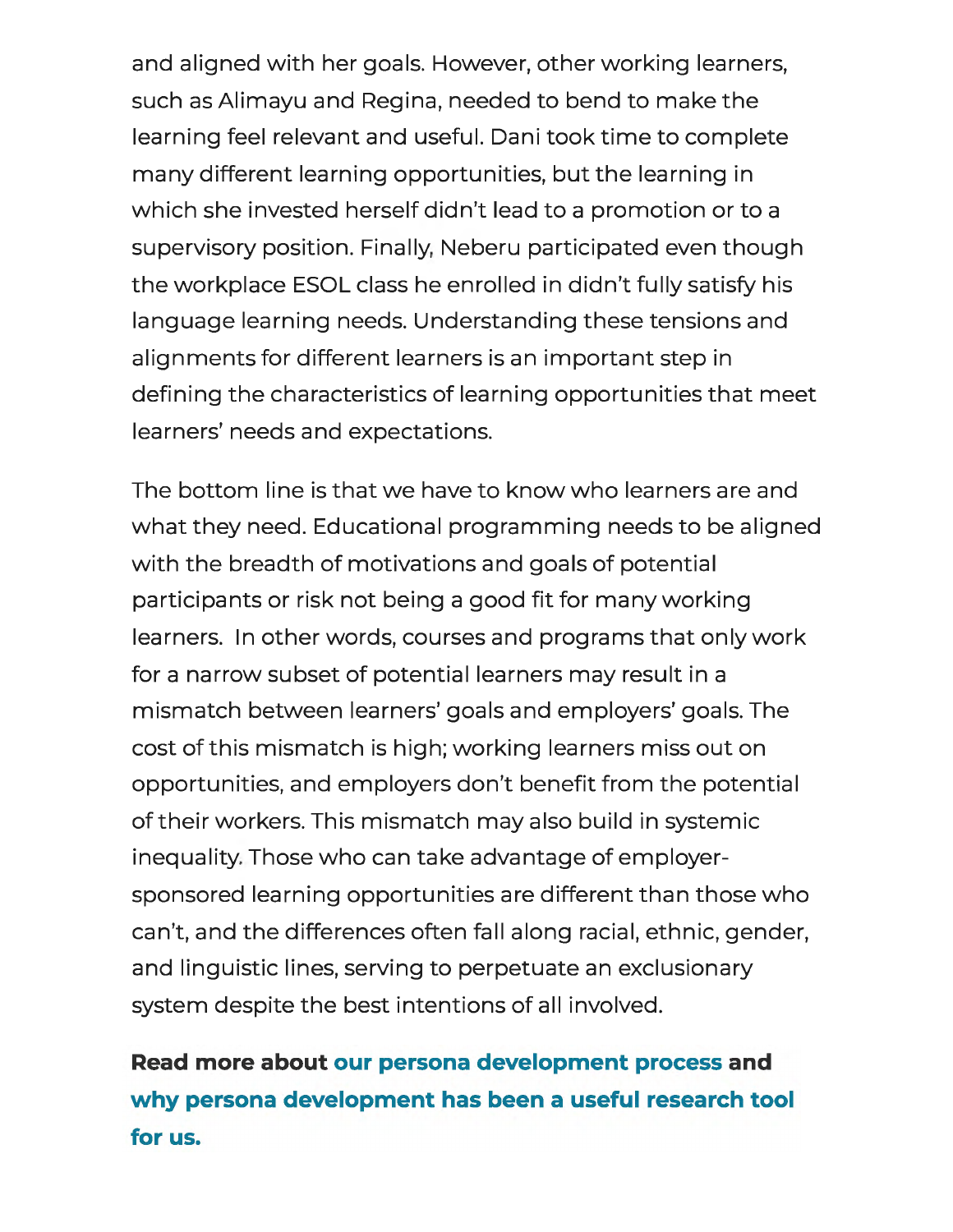and aligned with her goals. However, other working learners, such as Alimayu and Regina, needed to bend to make the learning feel relevant and useful. Dani took time to complete many different learning opportunities, but the learning in which she invested herself didn't lead to a promotion or to a supervisory position. Finally, Neberu participated even though the workplace ESOL class he enrolled in didn't fully satisfy his language learning needs. Understanding these tensions and alignments for different learners is an important step in defining the characteristics of learning opportunities that meet learners' needs and expectations.

The bottom line is that we have to know who learners are and what they need. Educational programming needs to be aligned with the breadth of motivations and goals of potential participants or risk not being a good fit for many working learners. In other words, courses and programs that only work for a narrow subset of potential learners may result in a mismatch between learners' goals and employers' goals. The cost of this mismatch is high; working learners miss out on opportunities, and employers don't benefit from the potential of their workers. This mismatch may also build in systemic inequality. Those who can take advantage of employer-sponsored learning opportunities are different than those who can't, and the differences often fall along racial, ethnic, gender, and linguistic lines, serving to perpetuate an exclusionary system despite the best intentions of all involved.

**Read more about our persona development process and why persona development has been a useful research tool for us.**